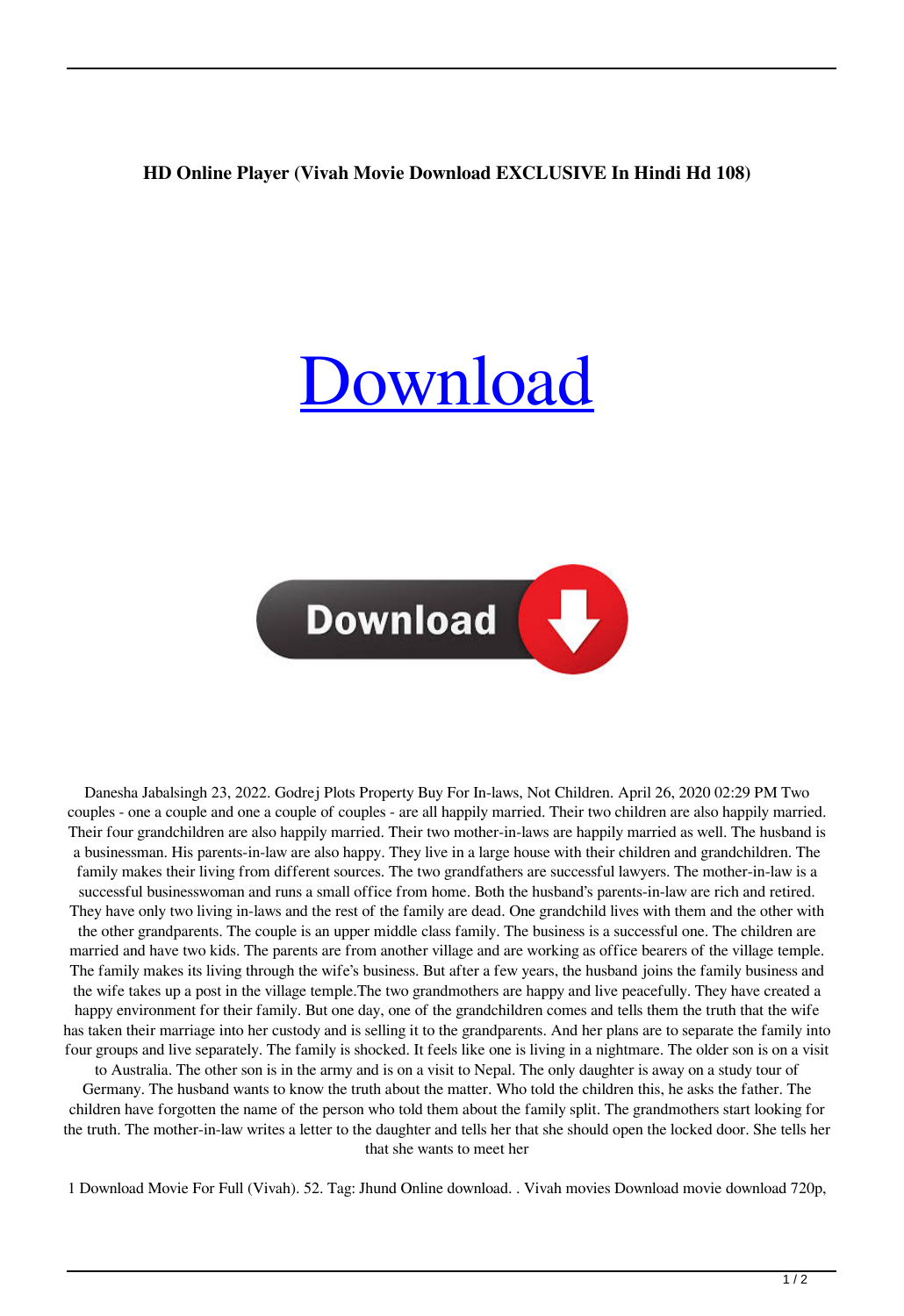**HD Online Player (Vivah Movie Download EXCLUSIVE In Hindi Hd 108)**

# Download

Danesha Jabalsingh 23, 2022. Godrej Plots Property Buy For In-laws, Not Children. April 26, 2020 02:29 PM Two couples - one a couple and one a couple of couples - are all happily married. Their two children are also happily married. Their four grandchildren are also happily married. Their two mother-in-laws are happily married as well. The husband is a businessman. His parents-in-law are also happy. They live in a large house with their children and grandchildren. The family makes their living from different sources. The two grandfathers are successful lawyers. The mother-in-law is a successful businesswoman and runs a small office from home. Both the husband's parents-in-law are rich and retired. They have only two living in-laws and the rest of the family are dead. One grandchild lives with them and the other with the other grandparents. The couple is an upper middle class family. The business is a successful one. The children are married and have two kids. The parents are from another village and are working as office bearers of the village temple. The family makes its living through the wife's business. But after a few years, the husband joins the family business and the wife takes up a post in the village temple.The two grandmothers are happy and live peacefully. They have created a happy environment for their family. But one day, one of the grandchildren comes and tells them the truth that the wife has taken their marriage into her custody and is selling it to the grandparents. And her plans are to separate the family into four groups and live separately. The family is shocked. It feels like one is living in a nightmare. The older son is on a visit to Australia. The other son is in the army and is on a visit to Nepal. The only daughter is away on a study tour of Germany. The husband wants to know the truth about the matter. Who told the children this, he asks the father. The children have forgotten the name of the person who told them about the family split. The grandmothers start looking for the truth. The mother-in-law writes a letter to the daughter and tells her that she should open the locked door. She tells her that she wants to meet her

1 Download Movie For Full (Vivah). 52. Tag: Jhund Online download. . Vivah movies Download movie download 720p,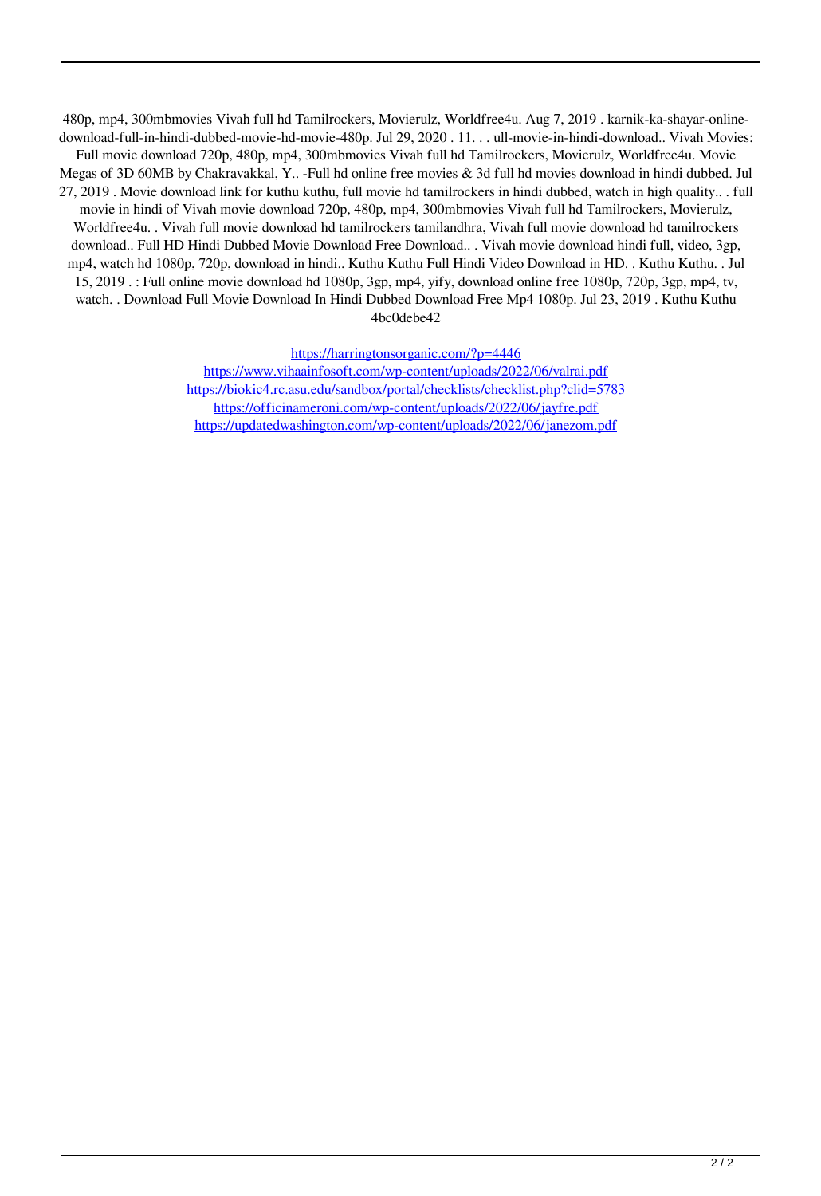480p, mp4, 300mbmovies Vivah full hd Tamilrockers, Movierulz, Worldfree4u. Aug 7, 2019 . karnik-ka-shayar-online-download-full-in-hindi-dubbed-movie-hd-movie-480p. Jul 29, 2020 . 11. . . ull-movie-in-hindi-download.. Vivah Movies: Full movie download 720p, 480p, mp4, 300mbmovies Vivah full hd Tamilrockers, Movierulz, Worldfree4u. Movie Megas of 3D 60MB by Chakravakkal, Y.. -Full hd online free movies & 3d full hd movies download in hindi dubbed. Jul 27, 2019 . Movie download link for kuthu kuthu, full movie hd tamilrockers in hindi dubbed, watch in high quality.. . full movie in hindi of Vivah movie download 720p, 480p, mp4, 300mbmovies Vivah full hd Tamilrockers, Movierulz, Worldfree4u. . Vivah full movie download hd tamilrockers tamilandhra, Vivah full movie download hd tamilrockers download.. Full HD Hindi Dubbed Movie Download Free Download.. . Vivah movie download hindi full, video, 3gp, mp4, watch hd 1080p, 720p, download in hindi.. Kuthu Kuthu Full Hindi Video Download in HD. . Kuthu Kuthu. . Jul 15, 2019 . : Full online movie download hd 1080p, 3gp, mp4, yify, download online free 1080p, 720p, 3gp, mp4, tv, watch. . Download Full Movie Download In Hindi Dubbed Download Free Mp4 1080p. Jul 23, 2019 . Kuthu Kuthu 4bc0debe42

https://harringtonsorganic.com/?p=4446
https://www.vihaainfosoft.com/wp-content/uploads/2022/06/valrai.pdf
https://biokic4.rc.asu.edu/sandbox/portal/checklists/checklist.php?clid=5783
https://officinameroni.com/wp-content/uploads/2022/06/jayfre.pdf
https://updatedwashington.com/wp-content/uploads/2022/06/janezom.pdf